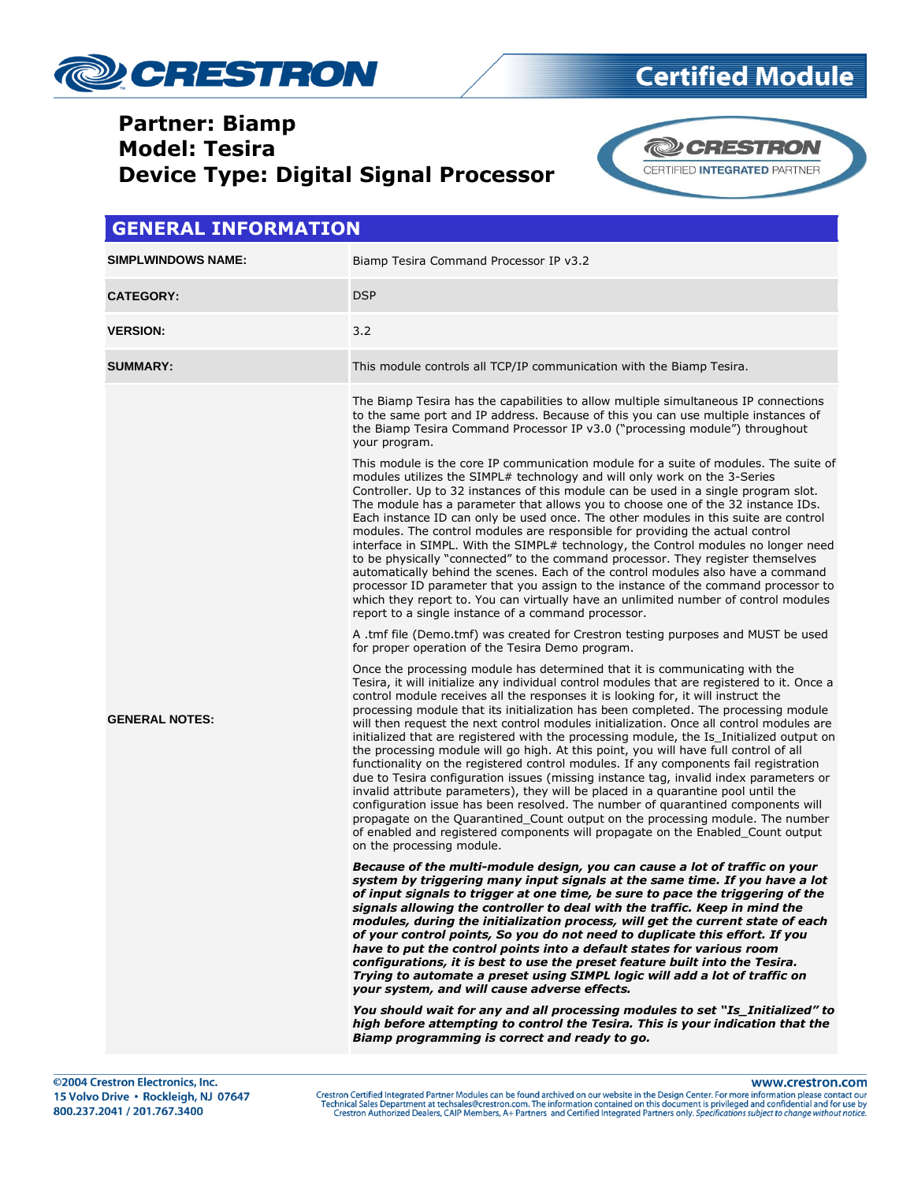Certified Module

# Partner: Biamp
# Model: Tesira
# Device Type: Digital Signal Processor

CRESTRON CERTIFIED INTEGRATED PARTNER

## GENERAL INFORMATION

| | |
|---|---|
| **SIMPLWINDOWS NAME:** | Biamp Tesira Command Processor IP v3.2 |
| **CATEGORY:** | DSP |
| **VERSION:** | 3.2 |
| **SUMMARY:** | This module controls all TCP/IP communication with the Biamp Tesira. |
| **GENERAL NOTES:** | The Biamp Tesira has the capabilities to allow multiple simultaneous IP connections to the same port and IP address. Because of this you can use multiple instances of the Biamp Tesira Command Processor IP v3.0 ("processing module") throughout your program.<br><br>This module is the core IP communication module for a suite of modules. The suite of modules utilizes the SIMPL# technology and will only work on the 3-Series Controller. Up to 32 instances of this module can be used in a single program slot. The module has a parameter that allows you to choose one of the 32 instance IDs. Each instance ID can only be used once. The other modules in this suite are control modules. The control modules are responsible for providing the actual control interface in SIMPL. With the SIMPL# technology, the Control modules no longer need to be physically "connected" to the command processor. They register themselves automatically behind the scenes. Each of the control modules also have a command processor ID parameter that you assign to the instance of the command processor to which they report to. You can virtually have an unlimited number of control modules report to a single instance of a command processor.<br><br>A .tmf file (Demo.tmf) was created for Crestron testing purposes and MUST be used for proper operation of the Tesira Demo program.<br><br>Once the processing module has determined that it is communicating with the Tesira, it will initialize any individual control modules that are registered to it. Once a control module receives all the responses it is looking for, it will instruct the processing module that its initialization has been completed. The processing module will then request the next control modules initialization. Once all control modules are initialized that are registered with the processing module, the Is_Initialized output on the processing module will go high. At this point, you will have full control of all functionality on the registered control modules. If any components fail registration due to Tesira configuration issues (missing instance tag, invalid index parameters or invalid attribute parameters), they will be placed in a quarantine pool until the configuration issue has been resolved. The number of quarantined components will propagate on the Quarantined_Count output on the processing module. The number of enabled and registered components will propagate on the Enabled_Count output on the processing module.<br><br>***Because of the multi-module design, you can cause a lot of traffic on your system by triggering many input signals at the same time. If you have a lot of input signals to trigger at one time, be sure to pace the triggering of the signals allowing the controller to deal with the traffic. Keep in mind the modules, during the initialization process, will get the current state of each of your control points, So you do not need to duplicate this effort. If you have to put the control points into a default states for various room configurations, it is best to use the preset feature built into the Tesira. Trying to automate a preset using SIMPL logic will add a lot of traffic on your system, and will cause adverse effects.***<br><br>***You should wait for any and all processing modules to set "Is_Initialized" to high before attempting to control the Tesira. This is your indication that the Biamp programming is correct and ready to go.*** |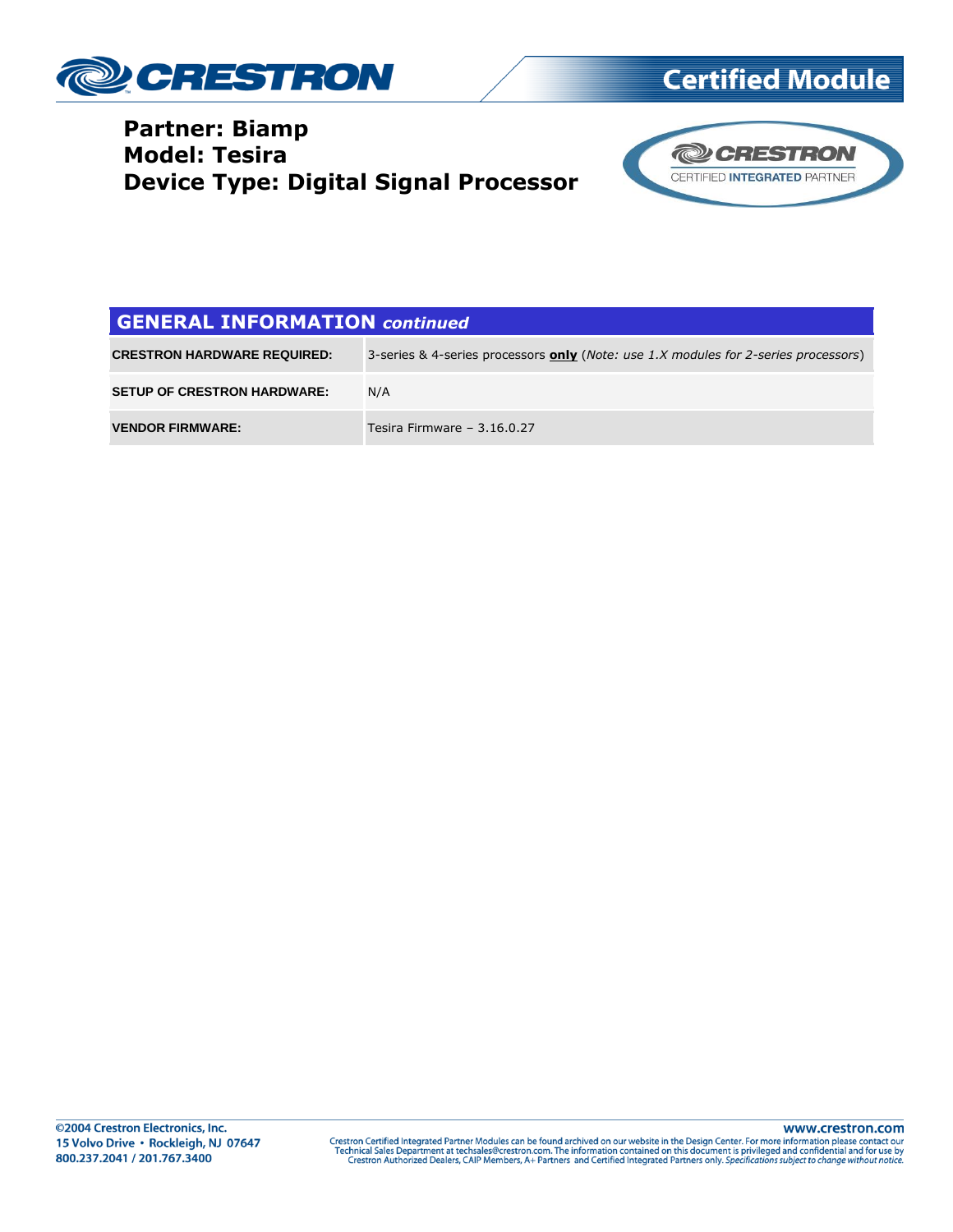**Partner: Biamp**
**Model: Tesira**
**Device Type: Digital Signal Processor**

| GENERAL INFORMATION *continued* | |
|---|---|
| **CRESTRON HARDWARE REQUIRED:** | 3-series & 4-series processors **only** (*Note: use 1.X modules for 2-series processors*) |
| **SETUP OF CRESTRON HARDWARE:** | N/A |
| **VENDOR FIRMWARE:** | Tesira Firmware – 3.16.0.27 |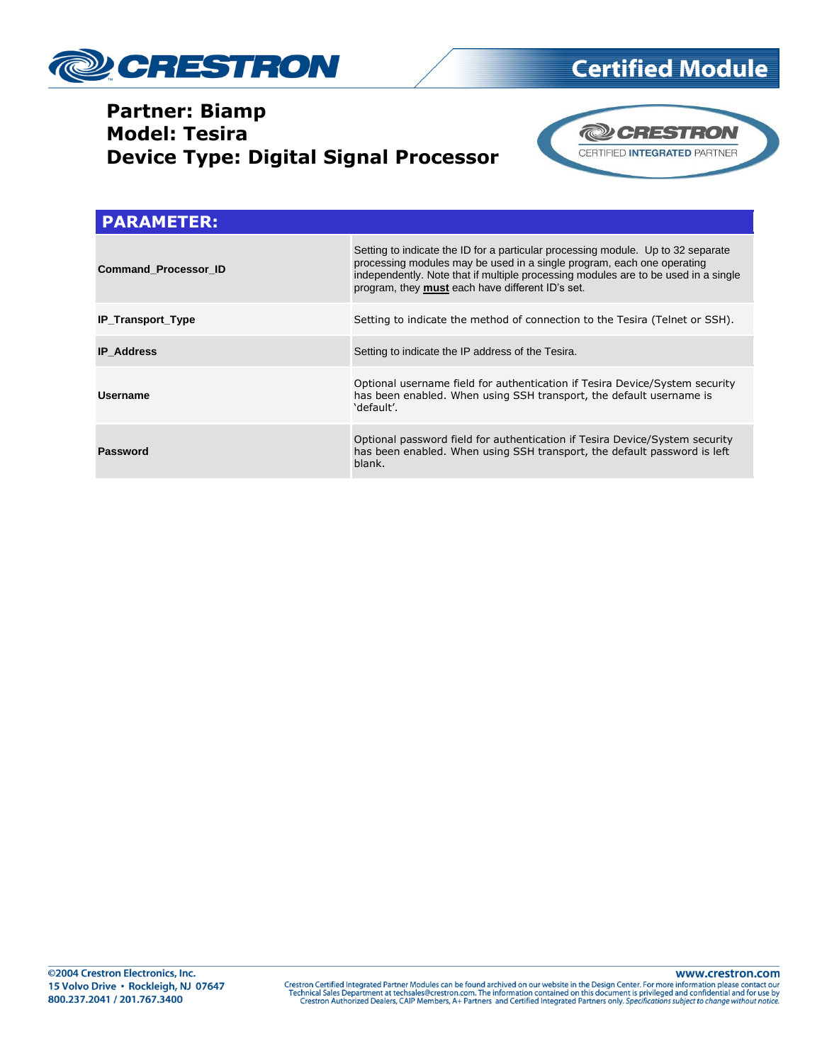## Partner: Biamp
## Model: Tesira
## Device Type: Digital Signal Processor

| PARAMETER: | |
|---|---|
| **Command_Processor_ID** | Setting to indicate the ID for a particular processing module. Up to 32 separate processing modules may be used in a single program, each one operating independently. Note that if multiple processing modules are to be used in a single program, they **must** each have different ID's set. |
| **IP_Transport_Type** | Setting to indicate the method of connection to the Tesira (Telnet or SSH). |
| **IP_Address** | Setting to indicate the IP address of the Tesira. |
| **Username** | Optional username field for authentication if Tesira Device/System security has been enabled. When using SSH transport, the default username is 'default'. |
| **Password** | Optional password field for authentication if Tesira Device/System security has been enabled. When using SSH transport, the default password is left blank. |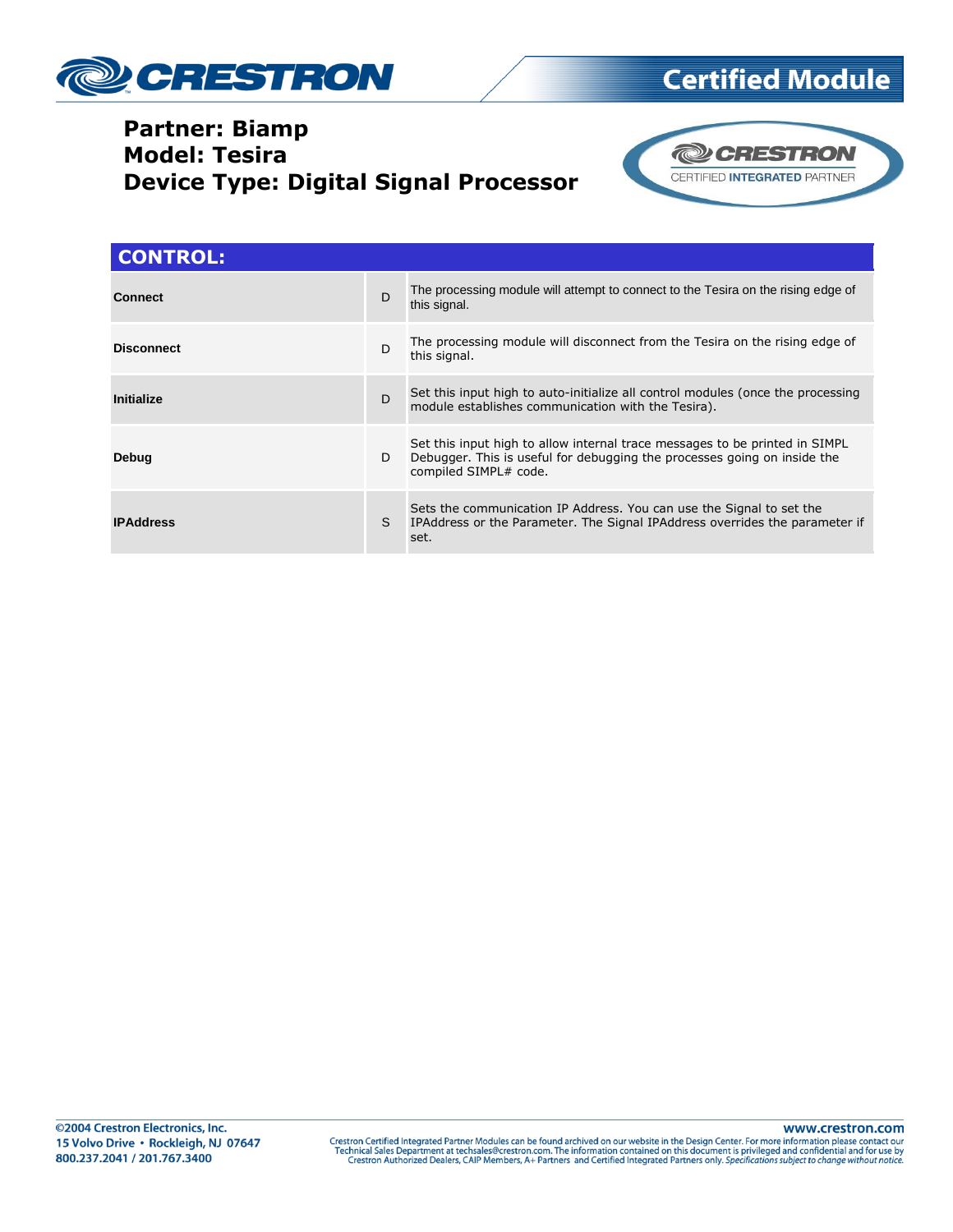**Partner: Biamp**
**Model: Tesira**
**Device Type: Digital Signal Processor**

## CONTROL:

| | | |
|---|---|---|
| **Connect** | D | The processing module will attempt to connect to the Tesira on the rising edge of this signal. |
| **Disconnect** | D | The processing module will disconnect from the Tesira on the rising edge of this signal. |
| **Initialize** | D | Set this input high to auto-initialize all control modules (once the processing module establishes communication with the Tesira). |
| **Debug** | D | Set this input high to allow internal trace messages to be printed in SIMPL Debugger. This is useful for debugging the processes going on inside the compiled SIMPL# code. |
| **IPAddress** | S | Sets the communication IP Address. You can use the Signal to set the IPAddress or the Parameter. The Signal IPAddress overrides the parameter if set. |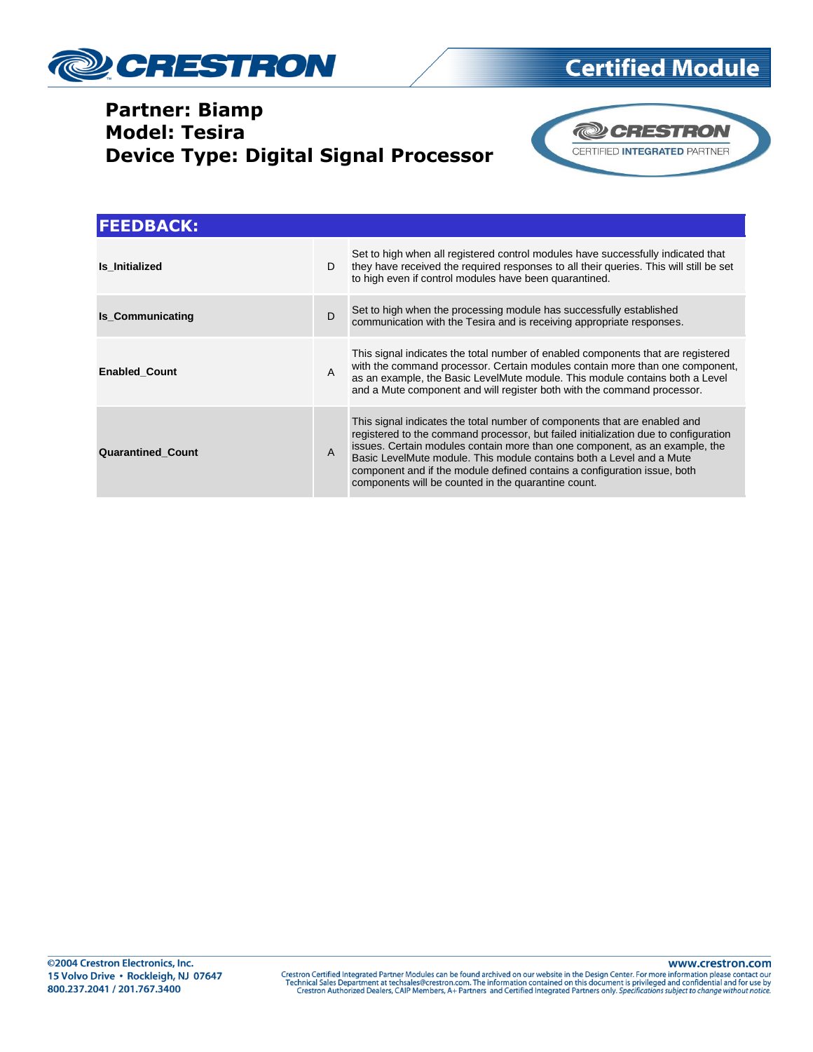**Partner: Biamp**
**Model: Tesira**
**Device Type: Digital Signal Processor**

## FEEDBACK:

| | | |
|---|---|---|
| **Is_Initialized** | D | Set to high when all registered control modules have successfully indicated that they have received the required responses to all their queries. This will still be set to high even if control modules have been quarantined. |
| **Is_Communicating** | D | Set to high when the processing module has successfully established communication with the Tesira and is receiving appropriate responses. |
| **Enabled_Count** | A | This signal indicates the total number of enabled components that are registered with the command processor. Certain modules contain more than one component, as an example, the Basic LevelMute module. This module contains both a Level and a Mute component and will register both with the command processor. |
| **Quarantined_Count** | A | This signal indicates the total number of components that are enabled and registered to the command processor, but failed initialization due to configuration issues. Certain modules contain more than one component, as an example, the Basic LevelMute module. This module contains both a Level and a Mute component and if the module defined contains a configuration issue, both components will be counted in the quarantine count. |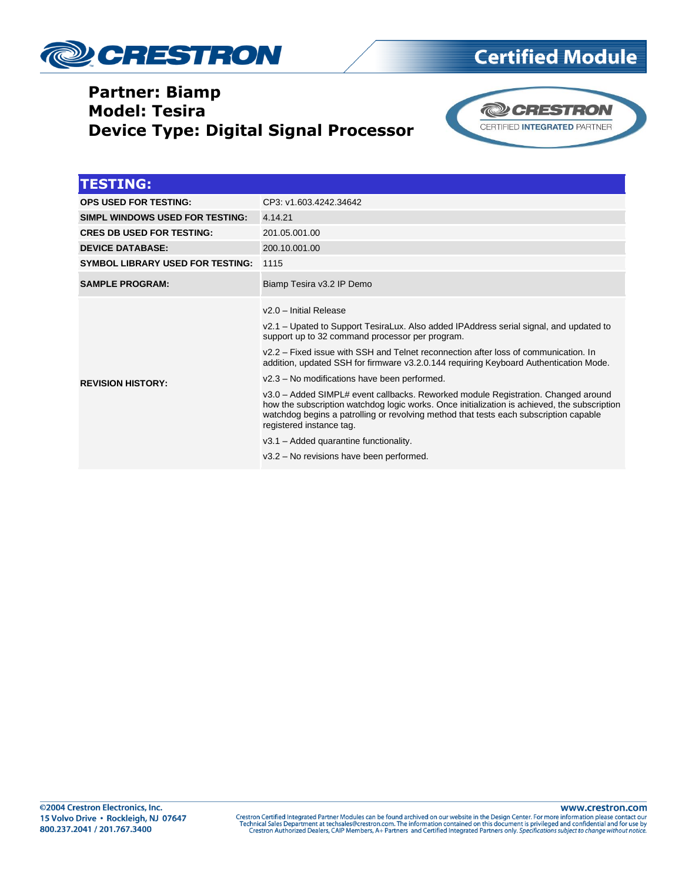**Partner: Biamp**
**Model: Tesira**
**Device Type: Digital Signal Processor**

## TESTING:

| | |
|---|---|
| **OPS USED FOR TESTING:** | CP3: v1.603.4242.34642 |
| **SIMPL WINDOWS USED FOR TESTING:** | 4.14.21 |
| **CRES DB USED FOR TESTING:** | 201.05.001.00 |
| **DEVICE DATABASE:** | 200.10.001.00 |
| **SYMBOL LIBRARY USED FOR TESTING:** | 1115 |
| **SAMPLE PROGRAM:** | Biamp Tesira v3.2 IP Demo |
| **REVISION HISTORY:** | v2.0 – Initial Release<br><br>v2.1 – Upated to Support TesiraLux. Also added IPAddress serial signal, and updated to support up to 32 command processor per program.<br><br>v2.2 – Fixed issue with SSH and Telnet reconnection after loss of communication. In addition, updated SSH for firmware v3.2.0.144 requiring Keyboard Authentication Mode.<br><br>v2.3 – No modifications have been performed.<br><br>v3.0 – Added SIMPL# event callbacks. Reworked module Registration. Changed around how the subscription watchdog logic works. Once initialization is achieved, the subscription watchdog begins a patrolling or revolving method that tests each subscription capable registered instance tag.<br><br>v3.1 – Added quarantine functionality.<br><br>v3.2 – No revisions have been performed. |